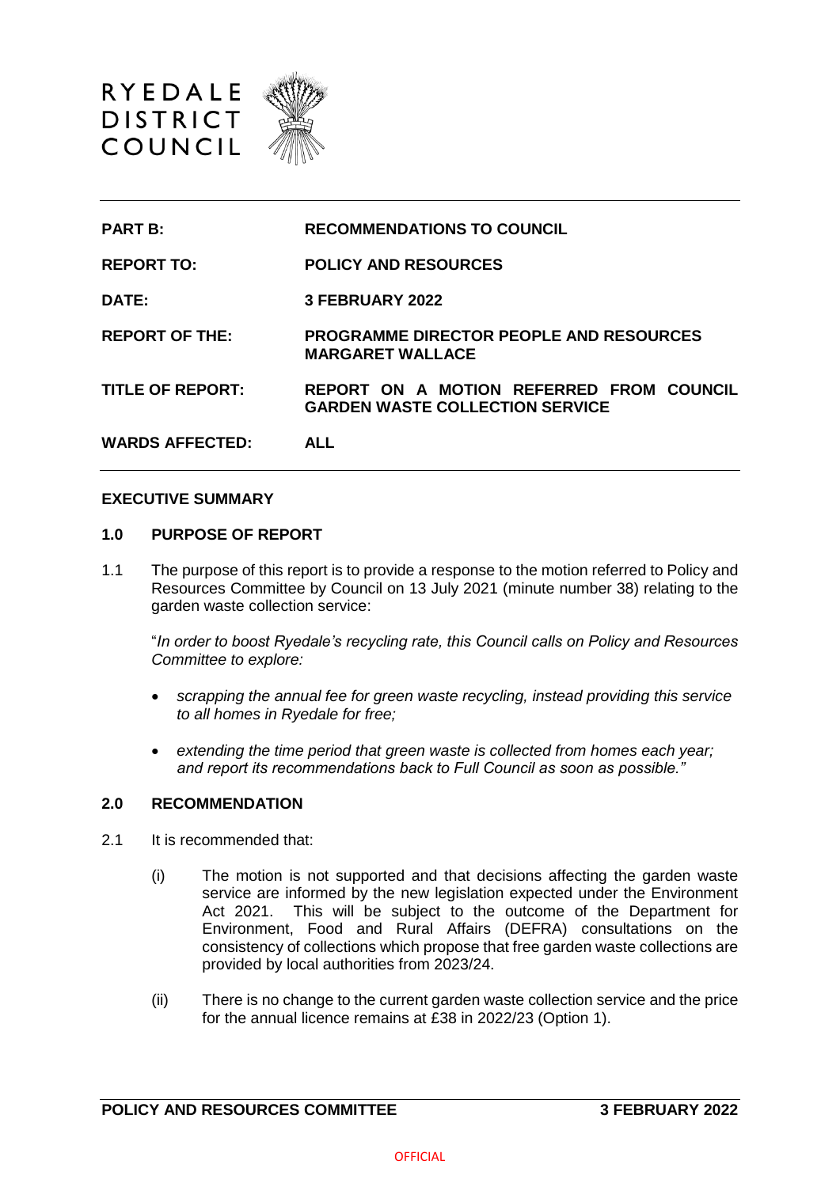RYEDALE DISTRICT COUNCIL

| | |
|---|---|
| **PART B:** | **RECOMMENDATIONS TO COUNCIL** |
| **REPORT TO:** | **POLICY AND RESOURCES** |
| **DATE:** | **3 FEBRUARY 2022** |
| **REPORT OF THE:** | **PROGRAMME DIRECTOR PEOPLE AND RESOURCES MARGARET WALLACE** |
| **TITLE OF REPORT:** | **REPORT ON A MOTION REFERRED FROM COUNCIL GARDEN WASTE COLLECTION SERVICE** |
| **WARDS AFFECTED:** | **ALL** |

## EXECUTIVE SUMMARY

### 1.0 PURPOSE OF REPORT

1.1 The purpose of this report is to provide a response to the motion referred to Policy and Resources Committee by Council on 13 July 2021 (minute number 38) relating to the garden waste collection service:

"*In order to boost Ryedale's recycling rate, this Council calls on Policy and Resources Committee to explore:*

- *scrapping the annual fee for green waste recycling, instead providing this service to all homes in Ryedale for free;*
- *extending the time period that green waste is collected from homes each year; and report its recommendations back to Full Council as soon as possible."*

### 2.0 RECOMMENDATION

2.1 It is recommended that:

(i) The motion is not supported and that decisions affecting the garden waste service are informed by the new legislation expected under the Environment Act 2021. This will be subject to the outcome of the Department for Environment, Food and Rural Affairs (DEFRA) consultations on the consistency of collections which propose that free garden waste collections are provided by local authorities from 2023/24.

(ii) There is no change to the current garden waste collection service and the price for the annual licence remains at £38 in 2022/23 (Option 1).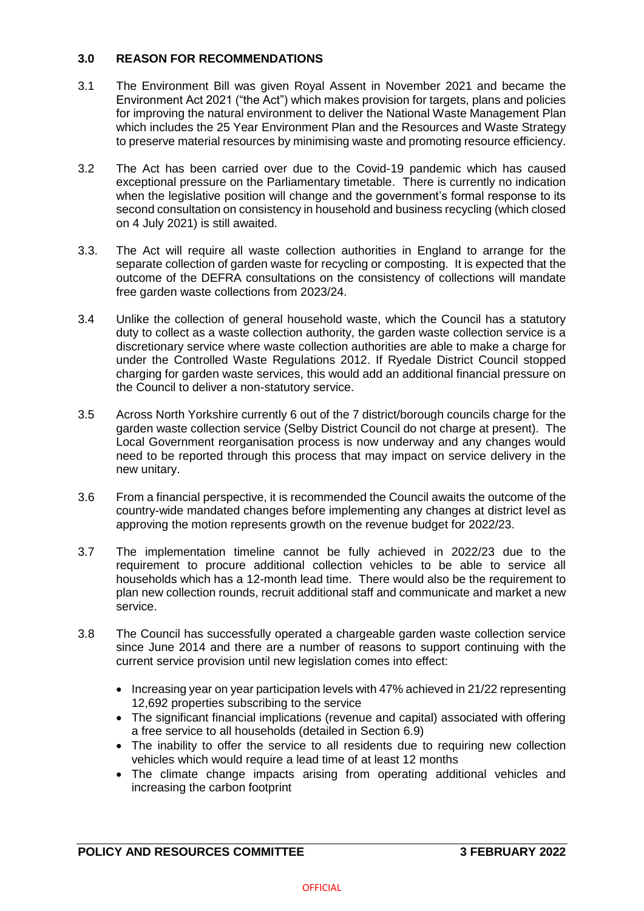## 3.0 REASON FOR RECOMMENDATIONS

3.1 The Environment Bill was given Royal Assent in November 2021 and became the Environment Act 2021 ("the Act") which makes provision for targets, plans and policies for improving the natural environment to deliver the National Waste Management Plan which includes the 25 Year Environment Plan and the Resources and Waste Strategy to preserve material resources by minimising waste and promoting resource efficiency.

3.2 The Act has been carried over due to the Covid-19 pandemic which has caused exceptional pressure on the Parliamentary timetable. There is currently no indication when the legislative position will change and the government's formal response to its second consultation on consistency in household and business recycling (which closed on 4 July 2021) is still awaited.

3.3. The Act will require all waste collection authorities in England to arrange for the separate collection of garden waste for recycling or composting. It is expected that the outcome of the DEFRA consultations on the consistency of collections will mandate free garden waste collections from 2023/24.

3.4 Unlike the collection of general household waste, which the Council has a statutory duty to collect as a waste collection authority, the garden waste collection service is a discretionary service where waste collection authorities are able to make a charge for under the Controlled Waste Regulations 2012. If Ryedale District Council stopped charging for garden waste services, this would add an additional financial pressure on the Council to deliver a non-statutory service.

3.5 Across North Yorkshire currently 6 out of the 7 district/borough councils charge for the garden waste collection service (Selby District Council do not charge at present). The Local Government reorganisation process is now underway and any changes would need to be reported through this process that may impact on service delivery in the new unitary.

3.6 From a financial perspective, it is recommended the Council awaits the outcome of the country-wide mandated changes before implementing any changes at district level as approving the motion represents growth on the revenue budget for 2022/23.

3.7 The implementation timeline cannot be fully achieved in 2022/23 due to the requirement to procure additional collection vehicles to be able to service all households which has a 12-month lead time. There would also be the requirement to plan new collection rounds, recruit additional staff and communicate and market a new service.

3.8 The Council has successfully operated a chargeable garden waste collection service since June 2014 and there are a number of reasons to support continuing with the current service provision until new legislation comes into effect:

- Increasing year on year participation levels with 47% achieved in 21/22 representing 12,692 properties subscribing to the service
- The significant financial implications (revenue and capital) associated with offering a free service to all households (detailed in Section 6.9)
- The inability to offer the service to all residents due to requiring new collection vehicles which would require a lead time of at least 12 months
- The climate change impacts arising from operating additional vehicles and increasing the carbon footprint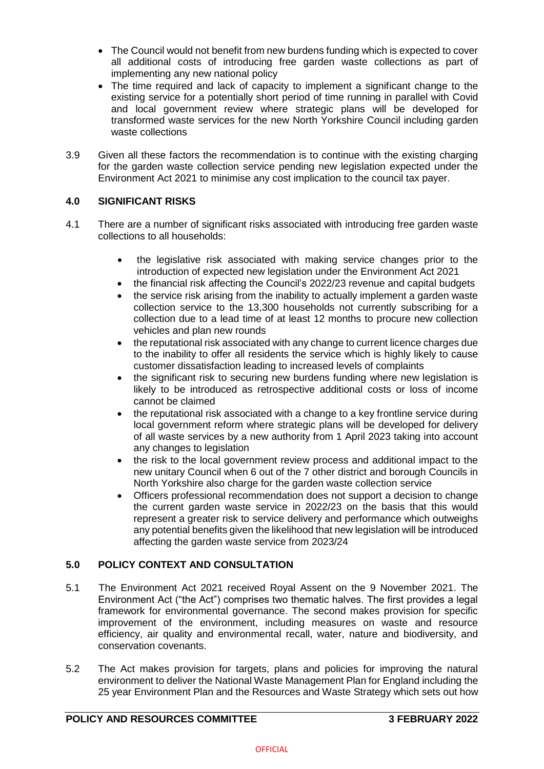- The Council would not benefit from new burdens funding which is expected to cover all additional costs of introducing free garden waste collections as part of implementing any new national policy
- The time required and lack of capacity to implement a significant change to the existing service for a potentially short period of time running in parallel with Covid and local government review where strategic plans will be developed for transformed waste services for the new North Yorkshire Council including garden waste collections

3.9 Given all these factors the recommendation is to continue with the existing charging for the garden waste collection service pending new legislation expected under the Environment Act 2021 to minimise any cost implication to the council tax payer.

## 4.0 SIGNIFICANT RISKS

4.1 There are a number of significant risks associated with introducing free garden waste collections to all households:

- the legislative risk associated with making service changes prior to the introduction of expected new legislation under the Environment Act 2021
- the financial risk affecting the Council's 2022/23 revenue and capital budgets
- the service risk arising from the inability to actually implement a garden waste collection service to the 13,300 households not currently subscribing for a collection due to a lead time of at least 12 months to procure new collection vehicles and plan new rounds
- the reputational risk associated with any change to current licence charges due to the inability to offer all residents the service which is highly likely to cause customer dissatisfaction leading to increased levels of complaints
- the significant risk to securing new burdens funding where new legislation is likely to be introduced as retrospective additional costs or loss of income cannot be claimed
- the reputational risk associated with a change to a key frontline service during local government reform where strategic plans will be developed for delivery of all waste services by a new authority from 1 April 2023 taking into account any changes to legislation
- the risk to the local government review process and additional impact to the new unitary Council when 6 out of the 7 other district and borough Councils in North Yorkshire also charge for the garden waste collection service
- Officers professional recommendation does not support a decision to change the current garden waste service in 2022/23 on the basis that this would represent a greater risk to service delivery and performance which outweighs any potential benefits given the likelihood that new legislation will be introduced affecting the garden waste service from 2023/24

## 5.0 POLICY CONTEXT AND CONSULTATION

5.1 The Environment Act 2021 received Royal Assent on the 9 November 2021. The Environment Act ("the Act") comprises two thematic halves. The first provides a legal framework for environmental governance. The second makes provision for specific improvement of the environment, including measures on waste and resource efficiency, air quality and environmental recall, water, nature and biodiversity, and conservation covenants.

5.2 The Act makes provision for targets, plans and policies for improving the natural environment to deliver the National Waste Management Plan for England including the 25 year Environment Plan and the Resources and Waste Strategy which sets out how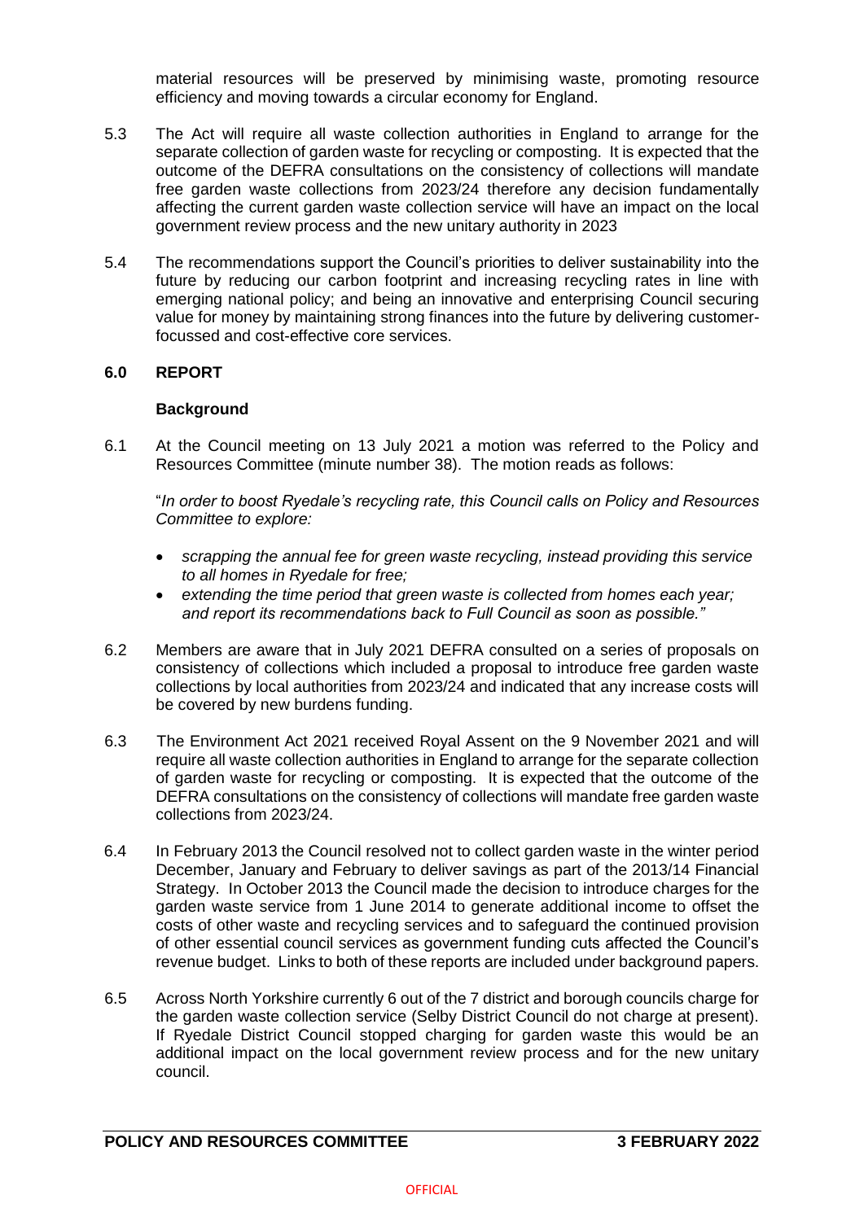material resources will be preserved by minimising waste, promoting resource efficiency and moving towards a circular economy for England.

5.3 The Act will require all waste collection authorities in England to arrange for the separate collection of garden waste for recycling or composting. It is expected that the outcome of the DEFRA consultations on the consistency of collections will mandate free garden waste collections from 2023/24 therefore any decision fundamentally affecting the current garden waste collection service will have an impact on the local government review process and the new unitary authority in 2023

5.4 The recommendations support the Council's priorities to deliver sustainability into the future by reducing our carbon footprint and increasing recycling rates in line with emerging national policy; and being an innovative and enterprising Council securing value for money by maintaining strong finances into the future by delivering customer-focussed and cost-effective core services.

## 6.0 REPORT

### Background

6.1 At the Council meeting on 13 July 2021 a motion was referred to the Policy and Resources Committee (minute number 38). The motion reads as follows:

"*In order to boost Ryedale's recycling rate, this Council calls on Policy and Resources Committee to explore:*

- *scrapping the annual fee for green waste recycling, instead providing this service to all homes in Ryedale for free;*
- *extending the time period that green waste is collected from homes each year; and report its recommendations back to Full Council as soon as possible."*

6.2 Members are aware that in July 2021 DEFRA consulted on a series of proposals on consistency of collections which included a proposal to introduce free garden waste collections by local authorities from 2023/24 and indicated that any increase costs will be covered by new burdens funding.

6.3 The Environment Act 2021 received Royal Assent on the 9 November 2021 and will require all waste collection authorities in England to arrange for the separate collection of garden waste for recycling or composting. It is expected that the outcome of the DEFRA consultations on the consistency of collections will mandate free garden waste collections from 2023/24.

6.4 In February 2013 the Council resolved not to collect garden waste in the winter period December, January and February to deliver savings as part of the 2013/14 Financial Strategy. In October 2013 the Council made the decision to introduce charges for the garden waste service from 1 June 2014 to generate additional income to offset the costs of other waste and recycling services and to safeguard the continued provision of other essential council services as government funding cuts affected the Council's revenue budget. Links to both of these reports are included under background papers.

6.5 Across North Yorkshire currently 6 out of the 7 district and borough councils charge for the garden waste collection service (Selby District Council do not charge at present). If Ryedale District Council stopped charging for garden waste this would be an additional impact on the local government review process and for the new unitary council.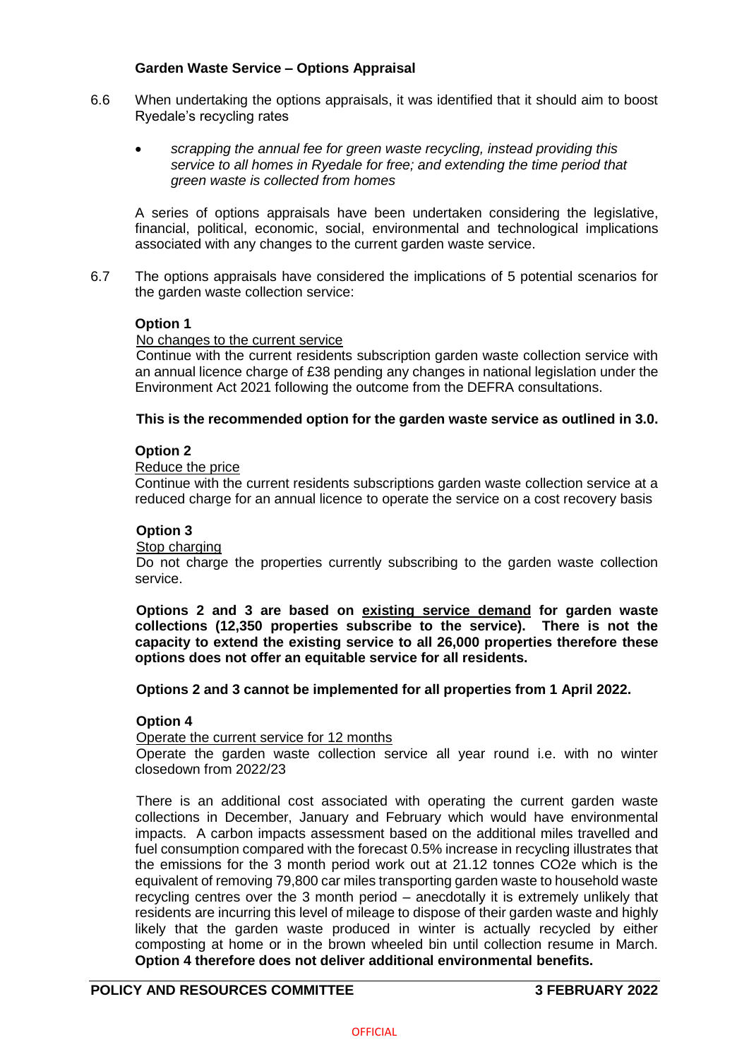### Garden Waste Service – Options Appraisal

6.6 When undertaking the options appraisals, it was identified that it should aim to boost Ryedale's recycling rates

- *scrapping the annual fee for green waste recycling, instead providing this service to all homes in Ryedale for free; and extending the time period that green waste is collected from homes*

A series of options appraisals have been undertaken considering the legislative, financial, political, economic, social, environmental and technological implications associated with any changes to the current garden waste service.

6.7 The options appraisals have considered the implications of 5 potential scenarios for the garden waste collection service:

**Option 1**

No changes to the current service

Continue with the current residents subscription garden waste collection service with an annual licence charge of £38 pending any changes in national legislation under the Environment Act 2021 following the outcome from the DEFRA consultations.

**This is the recommended option for the garden waste service as outlined in 3.0.**

**Option 2**

Reduce the price

Continue with the current residents subscriptions garden waste collection service at a reduced charge for an annual licence to operate the service on a cost recovery basis

**Option 3**

Stop charging

Do not charge the properties currently subscribing to the garden waste collection service.

**Options 2 and 3 are based on existing service demand for garden waste collections (12,350 properties subscribe to the service). There is not the capacity to extend the existing service to all 26,000 properties therefore these options does not offer an equitable service for all residents.**

**Options 2 and 3 cannot be implemented for all properties from 1 April 2022.**

**Option 4**

Operate the current service for 12 months

Operate the garden waste collection service all year round i.e. with no winter closedown from 2022/23

There is an additional cost associated with operating the current garden waste collections in December, January and February which would have environmental impacts. A carbon impacts assessment based on the additional miles travelled and fuel consumption compared with the forecast 0.5% increase in recycling illustrates that the emissions for the 3 month period work out at 21.12 tonnes $CO_2e$ which is the equivalent of removing 79,800 car miles transporting garden waste to household waste recycling centres over the 3 month period – anecdotally it is extremely unlikely that residents are incurring this level of mileage to dispose of their garden waste and highly likely that the garden waste produced in winter is actually recycled by either composting at home or in the brown wheeled bin until collection resume in March. **Option 4 therefore does not deliver additional environmental benefits.**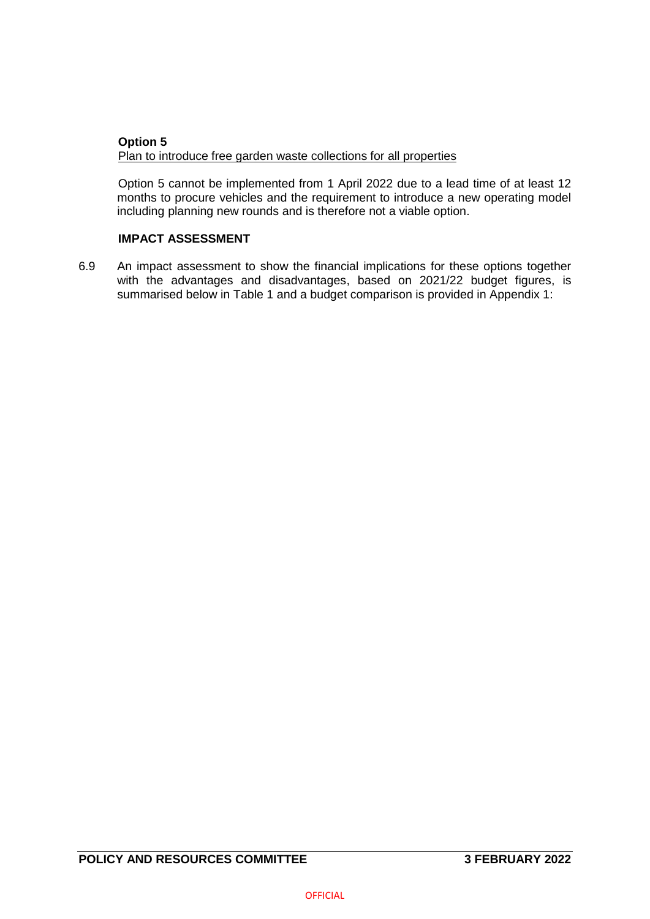**Option 5**

Plan to introduce free garden waste collections for all properties

Option 5 cannot be implemented from 1 April 2022 due to a lead time of at least 12 months to procure vehicles and the requirement to introduce a new operating model including planning new rounds and is therefore not a viable option.

**IMPACT ASSESSMENT**

6.9 An impact assessment to show the financial implications for these options together with the advantages and disadvantages, based on 2021/22 budget figures, is summarised below in Table 1 and a budget comparison is provided in Appendix 1: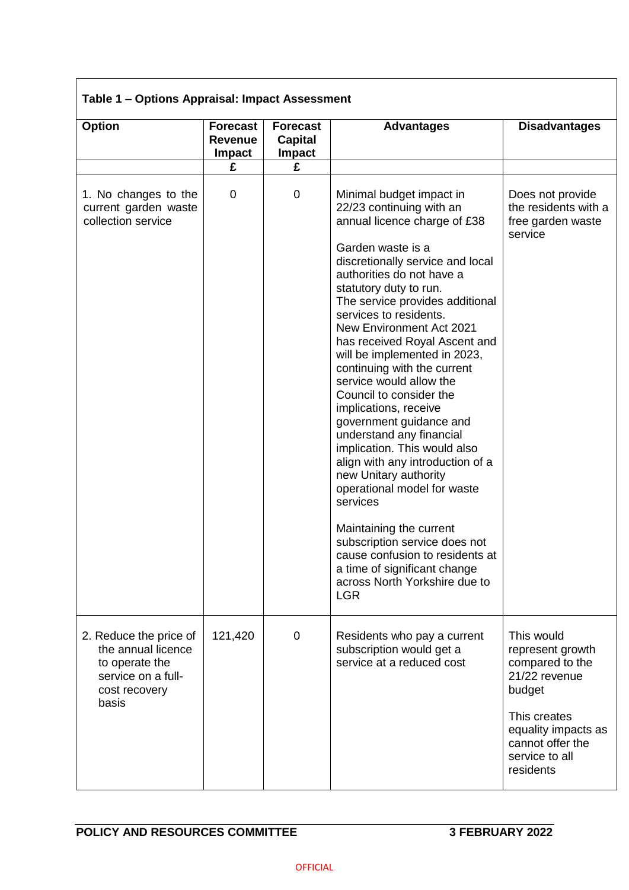**Table 1 – Options Appraisal: Impact Assessment**

| Option | Forecast Revenue Impact £ | Forecast Capital Impact £ | Advantages | Disadvantages |
|---|---|---|---|---|
| 1. No changes to the current garden waste collection service | 0 | 0 | Minimal budget impact in 22/23 continuing with an annual licence charge of £38<br><br>Garden waste is a discretionally service and local authorities do not have a statutory duty to run. The service provides additional services to residents. New Environment Act 2021 has received Royal Ascent and will be implemented in 2023, continuing with the current service would allow the Council to consider the implications, receive government guidance and understand any financial implication. This would also align with any introduction of a new Unitary authority operational model for waste services<br><br>Maintaining the current subscription service does not cause confusion to residents at a time of significant change across North Yorkshire due to LGR | Does not provide the residents with a free garden waste service |
| 2. Reduce the price of the annual licence to operate the service on a full-cost recovery basis | 121,420 | 0 | Residents who pay a current subscription would get a service at a reduced cost | This would represent growth compared to the 21/22 revenue budget<br><br>This creates equality impacts as cannot offer the service to all residents |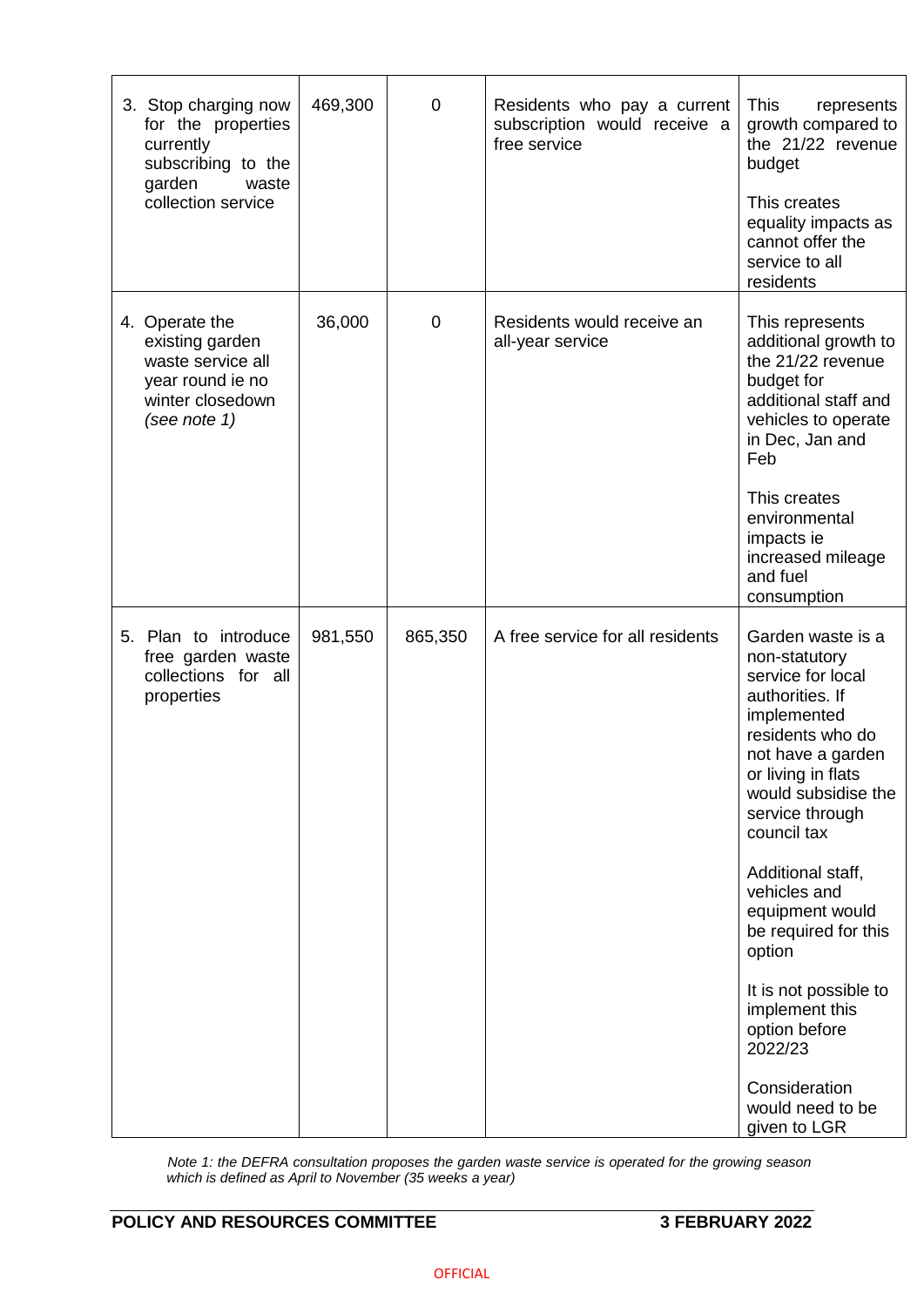| | | | | |
|---|---|---|---|---|
| 3. Stop charging now for the properties currently subscribing to the garden waste collection service | 469,300 | 0 | Residents who pay a current subscription would receive a free service | This represents growth compared to the 21/22 revenue budget<br><br>This creates equality impacts as cannot offer the service to all residents |
| 4. Operate the existing garden waste service all year round ie no winter closedown *(see note 1)* | 36,000 | 0 | Residents would receive an all-year service | This represents additional growth to the 21/22 revenue budget for additional staff and vehicles to operate in Dec, Jan and Feb<br><br>This creates environmental impacts ie increased mileage and fuel consumption |
| 5. Plan to introduce free garden waste collections for all properties | 981,550 | 865,350 | A free service for all residents | Garden waste is a non-statutory service for local authorities. If implemented residents who do not have a garden or living in flats would subsidise the service through council tax<br><br>Additional staff, vehicles and equipment would be required for this option<br><br>It is not possible to implement this option before 2022/23<br><br>Consideration would need to be given to LGR |

*Note 1: the DEFRA consultation proposes the garden waste service is operated for the growing season which is defined as April to November (35 weeks a year)*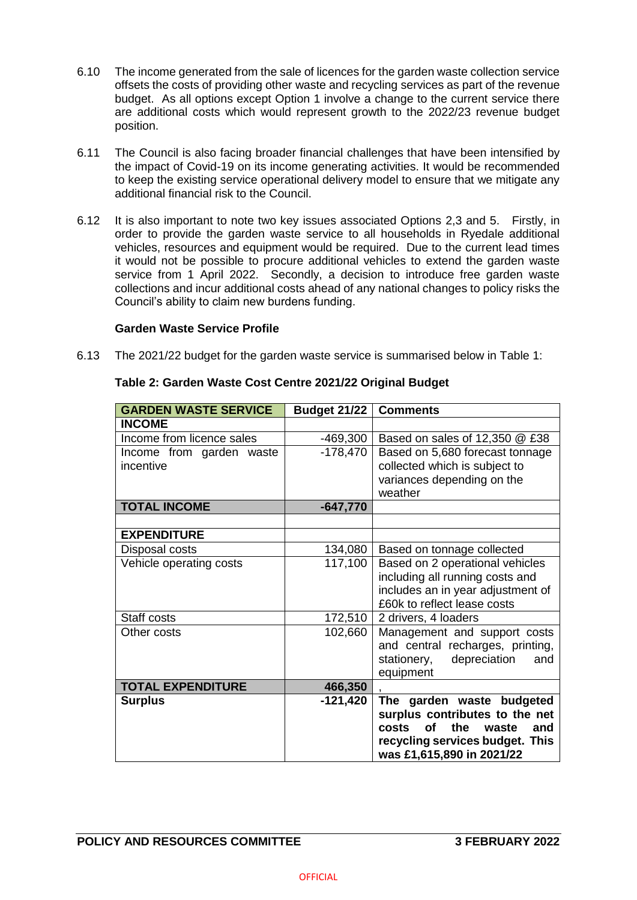6.10 The income generated from the sale of licences for the garden waste collection service offsets the costs of providing other waste and recycling services as part of the revenue budget. As all options except Option 1 involve a change to the current service there are additional costs which would represent growth to the 2022/23 revenue budget position.

6.11 The Council is also facing broader financial challenges that have been intensified by the impact of Covid-19 on its income generating activities. It would be recommended to keep the existing service operational delivery model to ensure that we mitigate any additional financial risk to the Council.

6.12 It is also important to note two key issues associated Options 2,3 and 5. Firstly, in order to provide the garden waste service to all households in Ryedale additional vehicles, resources and equipment would be required. Due to the current lead times it would not be possible to procure additional vehicles to extend the garden waste service from 1 April 2022. Secondly, a decision to introduce free garden waste collections and incur additional costs ahead of any national changes to policy risks the Council's ability to claim new burdens funding.

**Garden Waste Service Profile**

6.13 The 2021/22 budget for the garden waste service is summarised below in Table 1:

**Table 2: Garden Waste Cost Centre 2021/22 Original Budget**

| GARDEN WASTE SERVICE | Budget 21/22 | Comments |
|---|---|---|
| **INCOME** | | |
| Income from licence sales | -469,300 | Based on sales of 12,350 @ £38 |
| Income from garden waste incentive | -178,470 | Based on 5,680 forecast tonnage collected which is subject to variances depending on the weather |
| **TOTAL INCOME** | **-647,770** | |
| | | |
| **EXPENDITURE** | | |
| Disposal costs | 134,080 | Based on tonnage collected |
| Vehicle operating costs | 117,100 | Based on 2 operational vehicles including all running costs and includes an in year adjustment of £60k to reflect lease costs |
| Staff costs | 172,510 | 2 drivers, 4 loaders |
| Other costs | 102,660 | Management and support costs and central recharges, printing, stationery, depreciation and equipment |
| **TOTAL EXPENDITURE** | **466,350** | , |
| **Surplus** | **-121,420** | **The garden waste budgeted surplus contributes to the net costs of the waste and recycling services budget. This was £1,615,890 in 2021/22** |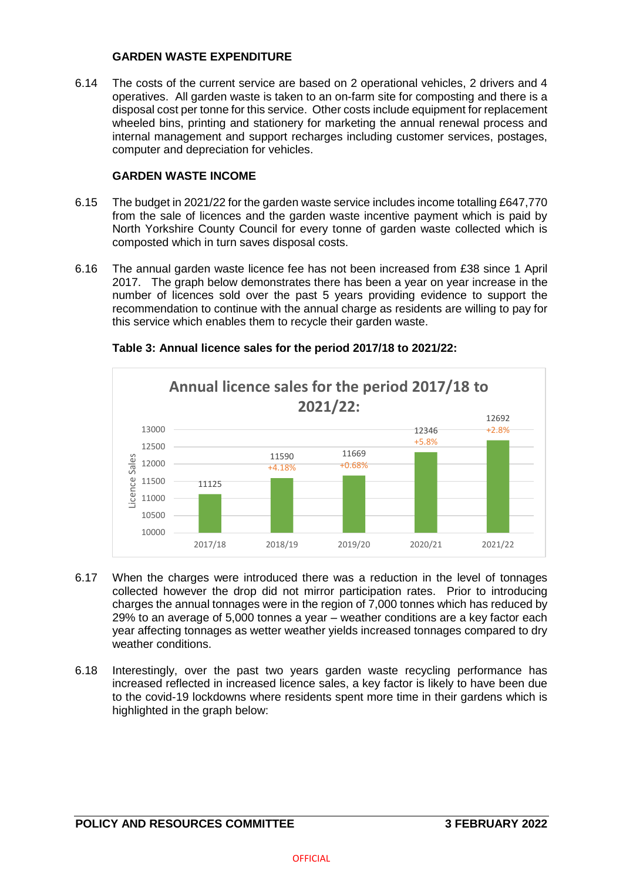### GARDEN WASTE EXPENDITURE

6.14 The costs of the current service are based on 2 operational vehicles, 2 drivers and 4 operatives. All garden waste is taken to an on-farm site for composting and there is a disposal cost per tonne for this service. Other costs include equipment for replacement wheeled bins, printing and stationery for marketing the annual renewal process and internal management and support recharges including customer services, postages, computer and depreciation for vehicles.

### GARDEN WASTE INCOME

6.15 The budget in 2021/22 for the garden waste service includes income totalling £647,770 from the sale of licences and the garden waste incentive payment which is paid by North Yorkshire County Council for every tonne of garden waste collected which is composted which in turn saves disposal costs.

6.16 The annual garden waste licence fee has not been increased from £38 since 1 April 2017. The graph below demonstrates there has been a year on year increase in the number of licences sold over the past 5 years providing evidence to support the recommendation to continue with the annual charge as residents are willing to pay for this service which enables them to recycle their garden waste.

**Table 3: Annual licence sales for the period 2017/18 to 2021/22:**

Annual licence sales for the period 2017/18 to 2021/22:

| Year | Licence Sales | Change |
|---|---|---|
| 2017/18 | 11125 | |
| 2018/19 | 11590 | +4.18% |
| 2019/20 | 11669 | +0.68% |
| 2020/21 | 12346 | +5.8% |
| 2021/22 | 12692 | +2.8% |

6.17 When the charges were introduced there was a reduction in the level of tonnages collected however the drop did not mirror participation rates. Prior to introducing charges the annual tonnages were in the region of 7,000 tonnes which has reduced by 29% to an average of 5,000 tonnes a year – weather conditions are a key factor each year affecting tonnages as wetter weather yields increased tonnages compared to dry weather conditions.

6.18 Interestingly, over the past two years garden waste recycling performance has increased reflected in increased licence sales, a key factor is likely to have been due to the covid-19 lockdowns where residents spent more time in their gardens which is highlighted in the graph below: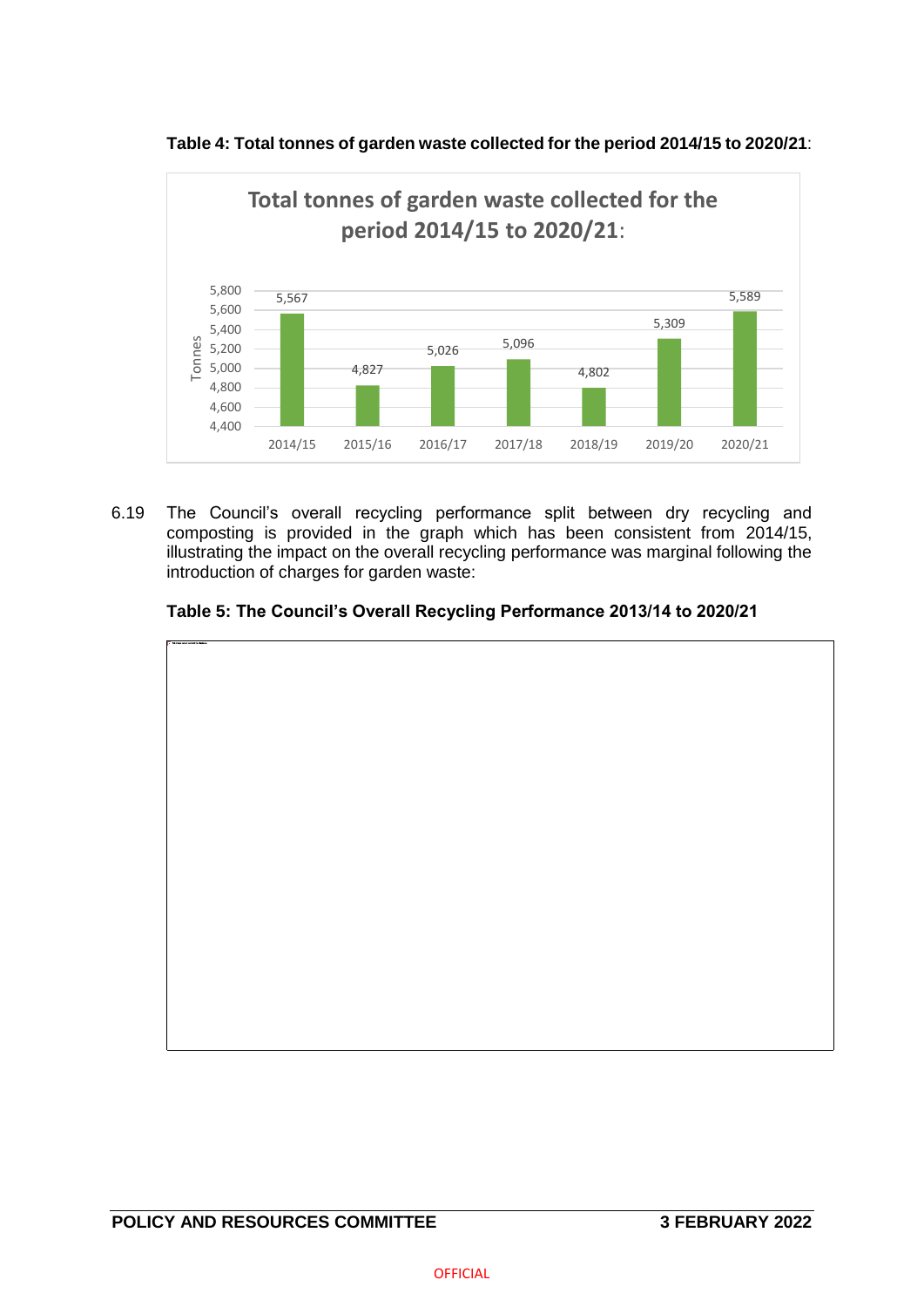**Table 4: Total tonnes of garden waste collected for the period 2014/15 to 2020/21**:

| Year | Tonnes |
|---|---|
| 2014/15 | 5,567 |
| 2015/16 | 4,827 |
| 2016/17 | 5,026 |
| 2017/18 | 5,096 |
| 2018/19 | 4,802 |
| 2019/20 | 5,309 |
| 2020/21 | 5,589 |

6.19 The Council's overall recycling performance split between dry recycling and composting is provided in the graph which has been consistent from 2014/15, illustrating the impact on the overall recycling performance was marginal following the introduction of charges for garden waste:

**Table 5: The Council's Overall Recycling Performance 2013/14 to 2020/21**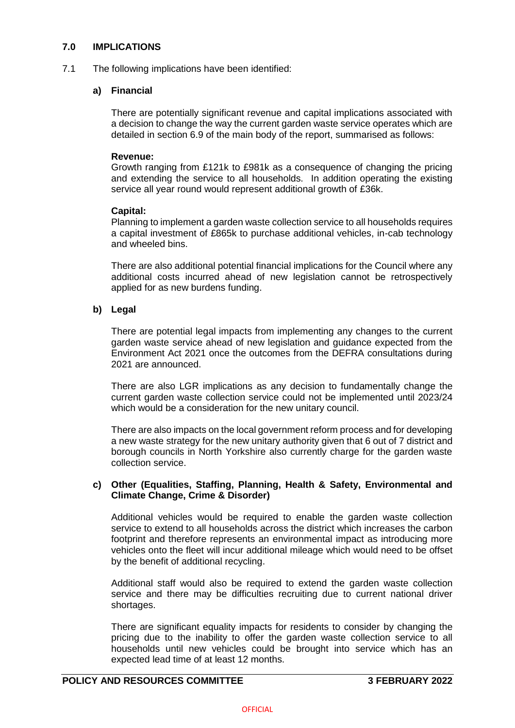## 7.0 IMPLICATIONS

7.1 The following implications have been identified:

### a) Financial

There are potentially significant revenue and capital implications associated with a decision to change the way the current garden waste service operates which are detailed in section 6.9 of the main body of the report, summarised as follows:

**Revenue:**
Growth ranging from £121k to £981k as a consequence of changing the pricing and extending the service to all households. In addition operating the existing service all year round would represent additional growth of £36k.

**Capital:**
Planning to implement a garden waste collection service to all households requires a capital investment of £865k to purchase additional vehicles, in-cab technology and wheeled bins.

There are also additional potential financial implications for the Council where any additional costs incurred ahead of new legislation cannot be retrospectively applied for as new burdens funding.

### b) Legal

There are potential legal impacts from implementing any changes to the current garden waste service ahead of new legislation and guidance expected from the Environment Act 2021 once the outcomes from the DEFRA consultations during 2021 are announced.

There are also LGR implications as any decision to fundamentally change the current garden waste collection service could not be implemented until 2023/24 which would be a consideration for the new unitary council.

There are also impacts on the local government reform process and for developing a new waste strategy for the new unitary authority given that 6 out of 7 district and borough councils in North Yorkshire also currently charge for the garden waste collection service.

### c) Other (Equalities, Staffing, Planning, Health & Safety, Environmental and Climate Change, Crime & Disorder)

Additional vehicles would be required to enable the garden waste collection service to extend to all households across the district which increases the carbon footprint and therefore represents an environmental impact as introducing more vehicles onto the fleet will incur additional mileage which would need to be offset by the benefit of additional recycling.

Additional staff would also be required to extend the garden waste collection service and there may be difficulties recruiting due to current national driver shortages.

There are significant equality impacts for residents to consider by changing the pricing due to the inability to offer the garden waste collection service to all households until new vehicles could be brought into service which has an expected lead time of at least 12 months.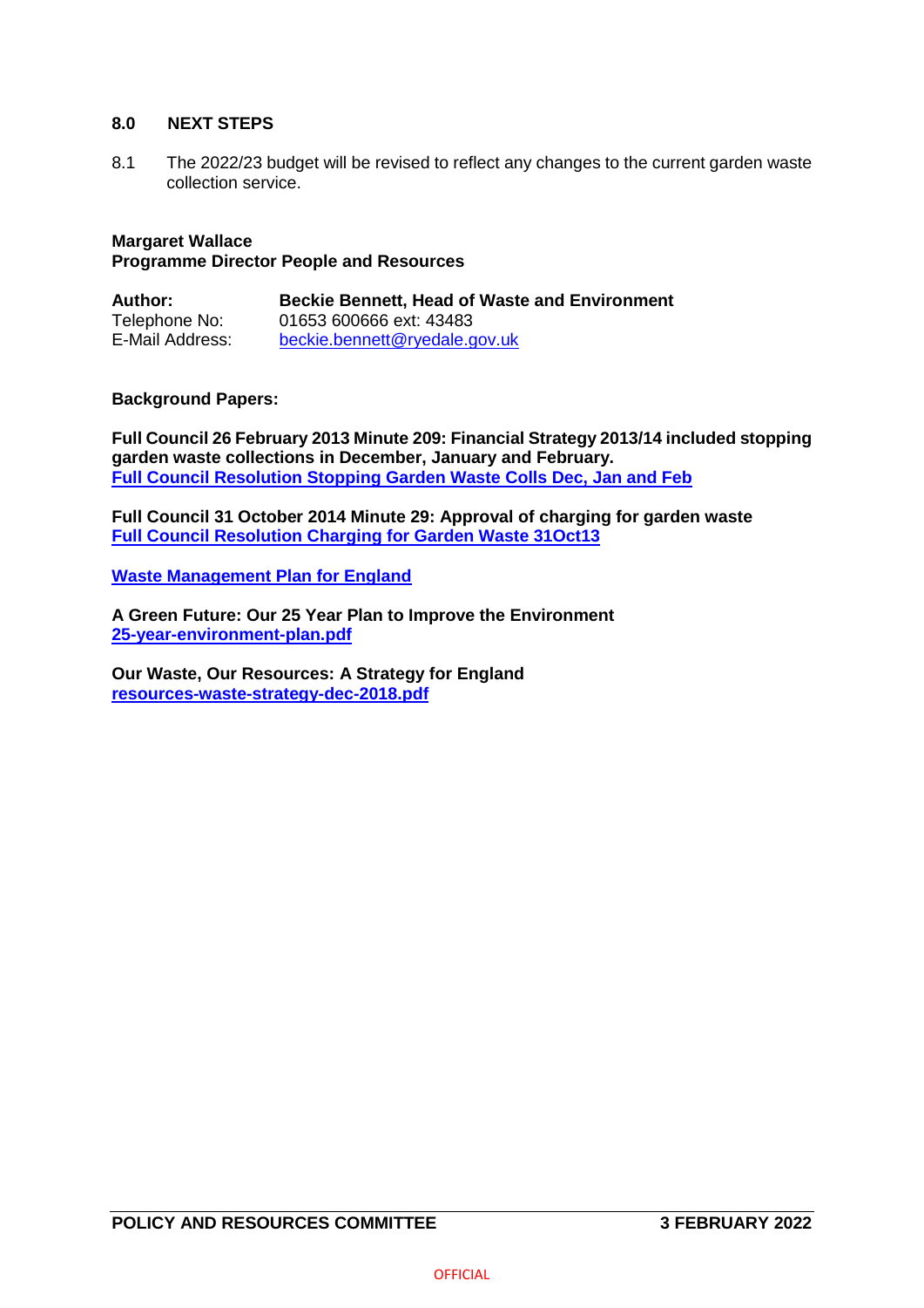## 8.0 NEXT STEPS

8.1 The 2022/23 budget will be revised to reflect any changes to the current garden waste collection service.

**Margaret Wallace**
**Programme Director People and Resources**

| **Author:** | **Beckie Bennett, Head of Waste and Environment** |
|---|---|
| Telephone No: | 01653 600666 ext: 43483 |
| E-Mail Address: | beckie.bennett@ryedale.gov.uk |

**Background Papers:**

**Full Council 26 February 2013 Minute 209: Financial Strategy 2013/14 included stopping garden waste collections in December, January and February.**
**Full Council Resolution Stopping Garden Waste Colls Dec, Jan and Feb**

**Full Council 31 October 2014 Minute 29: Approval of charging for garden waste**
**Full Council Resolution Charging for Garden Waste 31Oct13**

**Waste Management Plan for England**

**A Green Future: Our 25 Year Plan to Improve the Environment**
**25-year-environment-plan.pdf**

**Our Waste, Our Resources: A Strategy for England**
**resources-waste-strategy-dec-2018.pdf**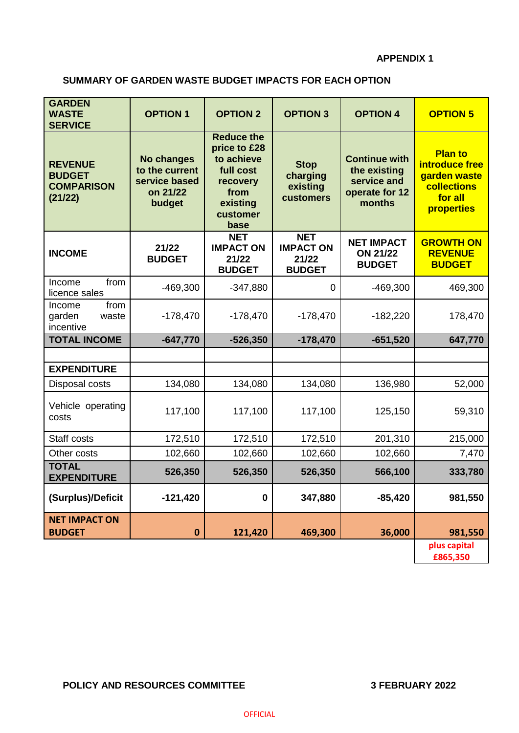**APPENDIX 1**

**SUMMARY OF GARDEN WASTE BUDGET IMPACTS FOR EACH OPTION**

| GARDEN WASTE SERVICE | OPTION 1 | OPTION 2 | OPTION 3 | OPTION 4 | OPTION 5 |
|---|---|---|---|---|---|
| **REVENUE BUDGET COMPARISON (21/22)** | **No changes to the current service based on 21/22 budget** | **Reduce the price to £28 to achieve full cost recovery from existing customer base** | **Stop charging existing customers** | **Continue with the existing service and operate for 12 months** | **Plan to introduce free garden waste collections for all properties** |
| **INCOME** | **21/22 BUDGET** | **NET IMPACT ON 21/22 BUDGET** | **NET IMPACT ON 21/22 BUDGET** | **NET IMPACT ON 21/22 BUDGET** | **GROWTH ON REVENUE BUDGET** |
| Income from licence sales | -469,300 | -347,880 | 0 | -469,300 | 469,300 |
| Income from garden waste incentive | -178,470 | -178,470 | -178,470 | -182,220 | 178,470 |
| **TOTAL INCOME** | **-647,770** | **-526,350** | **-178,470** | **-651,520** | **647,770** |
| | | | | | |
| **EXPENDITURE** | | | | | |
| Disposal costs | 134,080 | 134,080 | 134,080 | 136,980 | 52,000 |
| Vehicle operating costs | 117,100 | 117,100 | 117,100 | 125,150 | 59,310 |
| Staff costs | 172,510 | 172,510 | 172,510 | 201,310 | 215,000 |
| Other costs | 102,660 | 102,660 | 102,660 | 102,660 | 7,470 |
| **TOTAL EXPENDITURE** | **526,350** | **526,350** | **526,350** | **566,100** | **333,780** |
| **(Surplus)/Deficit** | **-121,420** | **0** | **347,880** | **-85,420** | **981,550** |
| **NET IMPACT ON BUDGET** | **0** | **121,420** | **469,300** | **36,000** | **981,550** |
| | | | | | **plus capital £865,350** |

**POLICY AND RESOURCES COMMITTEE** **3 FEBRUARY 2022**